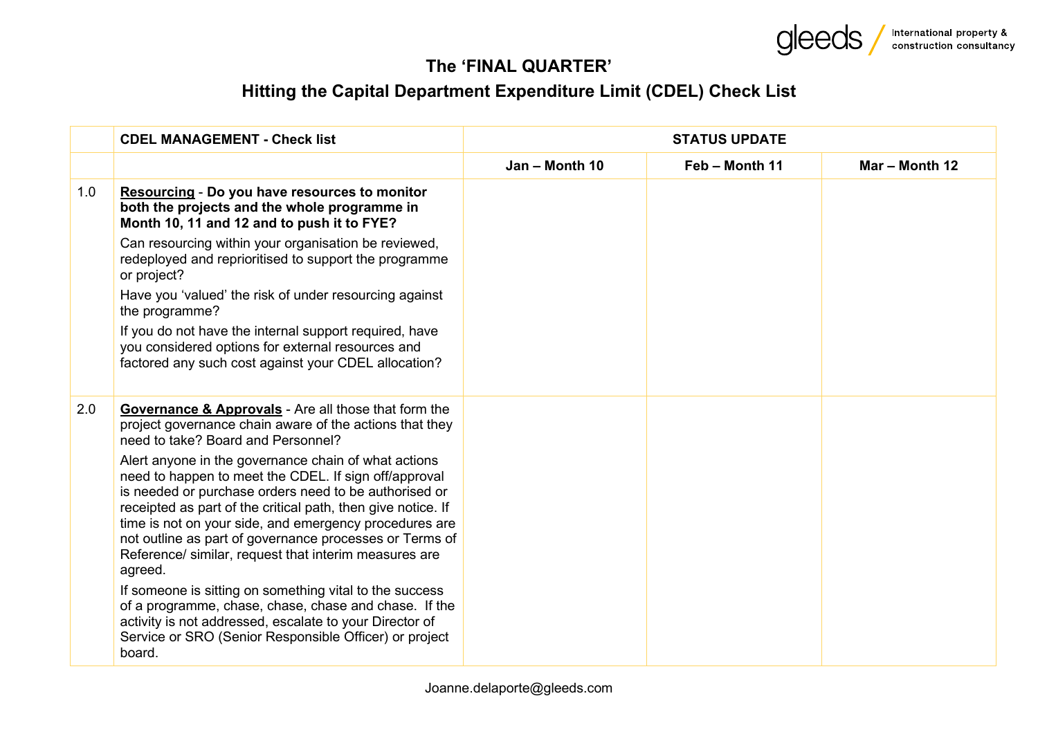# The 'FINAL QUARTER'

## Hitting the Capital Department Expenditure Limit (CDEL) Check List

| | **CDEL MANAGEMENT - Check list** | **STATUS UPDATE** | | |
|---|---|---|---|---|
| | | **Jan – Month 10** | **Feb – Month 11** | **Mar – Month 12** |
| 1.0 | **Resourcing - Do you have resources to monitor both the projects and the whole programme in Month 10, 11 and 12 and to push it to FYE?** Can resourcing within your organisation be reviewed, redeployed and reprioritised to support the programme or project? Have you 'valued' the risk of under resourcing against the programme? If you do not have the internal support required, have you considered options for external resources and factored any such cost against your CDEL allocation? | | | |
| 2.0 | **Governance & Approvals** - Are all those that form the project governance chain aware of the actions that they need to take? Board and Personnel? Alert anyone in the governance chain of what actions need to happen to meet the CDEL. If sign off/approval is needed or purchase orders need to be authorised or receipted as part of the critical path, then give notice. If time is not on your side, and emergency procedures are not outline as part of governance processes or Terms of Reference/ similar, request that interim measures are agreed. If someone is sitting on something vital to the success of a programme, chase, chase, chase and chase. If the activity is not addressed, escalate to your Director of Service or SRO (Senior Responsible Officer) or project board. | | | |

Joanne.delaporte@gleeds.com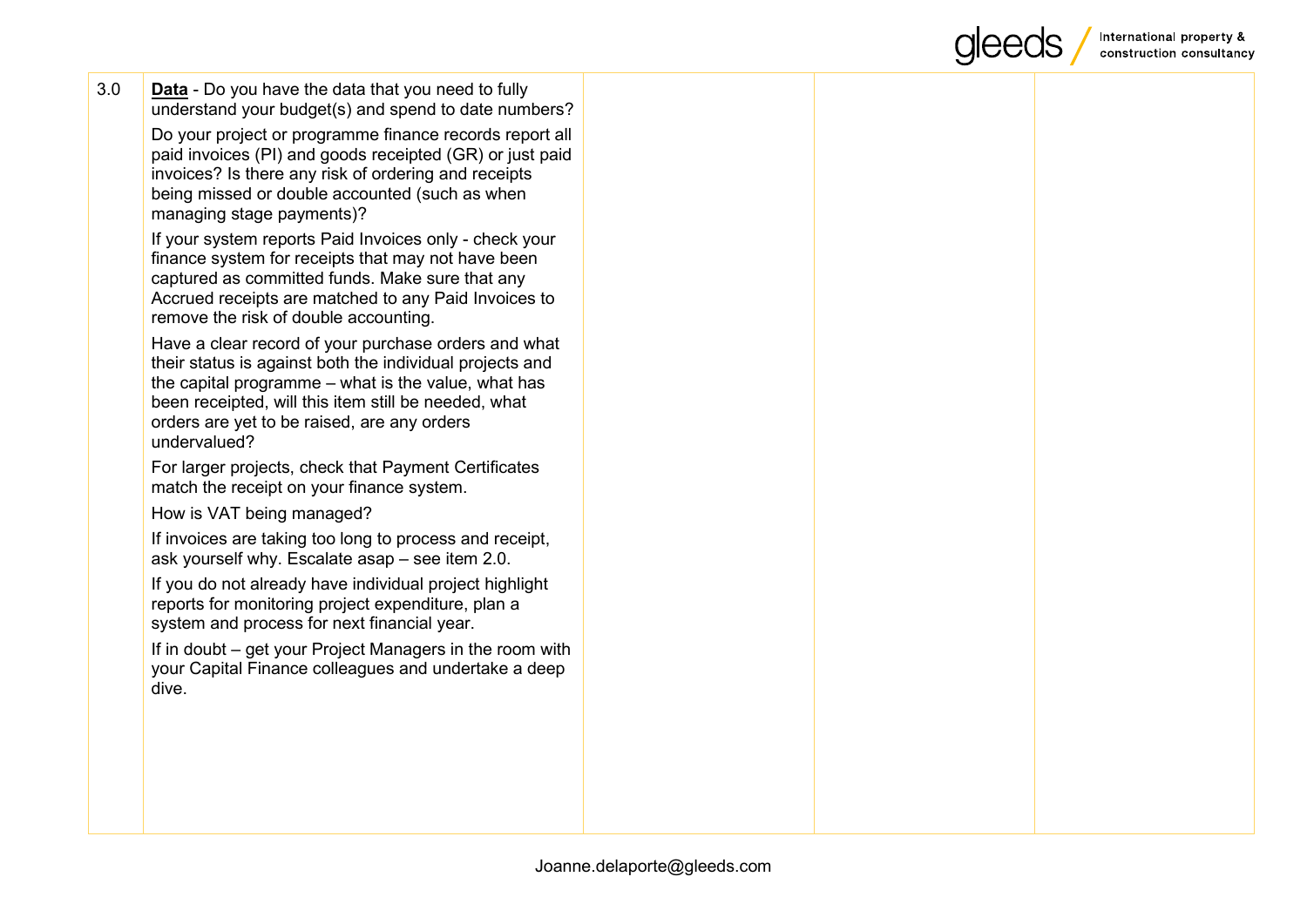| | | | | |
|---|---|---|---|---|
| 3.0 | **Data** - Do you have the data that you need to fully understand your budget(s) and spend to date numbers?<br><br>Do your project or programme finance records report all paid invoices (PI) and goods receipted (GR) or just paid invoices? Is there any risk of ordering and receipts being missed or double accounted (such as when managing stage payments)?<br><br>If your system reports Paid Invoices only - check your finance system for receipts that may not have been captured as committed funds. Make sure that any Accrued receipts are matched to any Paid Invoices to remove the risk of double accounting.<br><br>Have a clear record of your purchase orders and what their status is against both the individual projects and the capital programme – what is the value, what has been receipted, will this item still be needed, what orders are yet to be raised, are any orders undervalued?<br><br>For larger projects, check that Payment Certificates match the receipt on your finance system.<br><br>How is VAT being managed?<br><br>If invoices are taking too long to process and receipt, ask yourself why. Escalate asap – see item 2.0.<br><br>If you do not already have individual project highlight reports for monitoring project expenditure, plan a system and process for next financial year.<br><br>If in doubt – get your Project Managers in the room with your Capital Finance colleagues and undertake a deep dive. | | | |

Joanne.delaporte@gleeds.com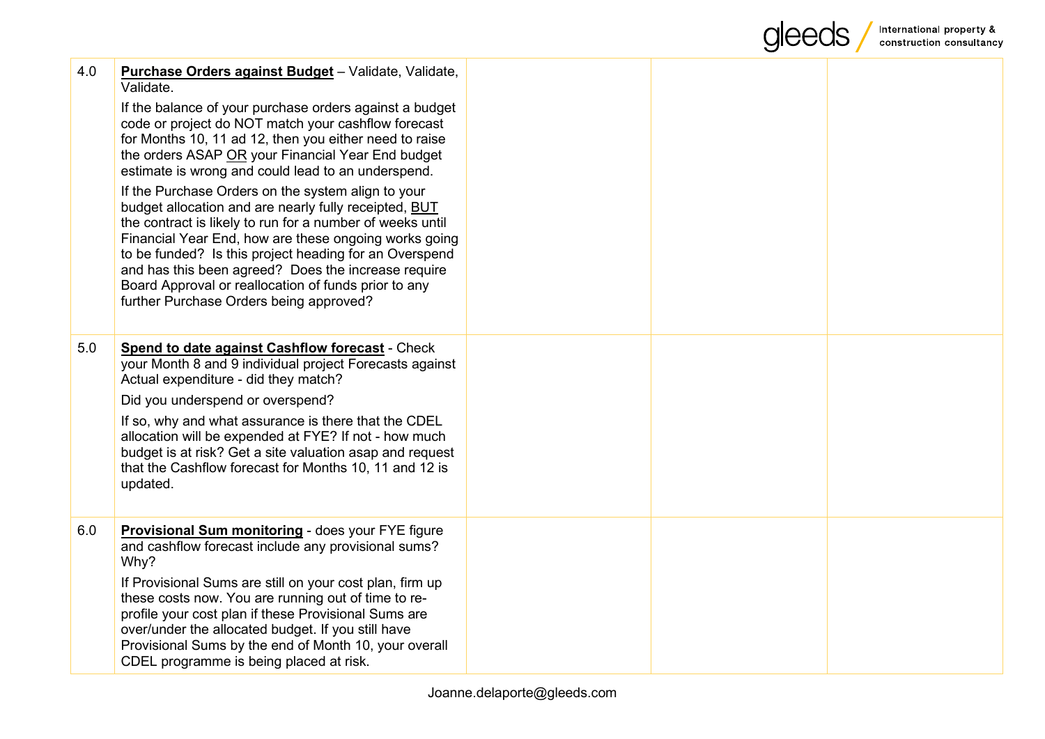| | | | | |
|---|---|---|---|---|
| 4.0 | **Purchase Orders against Budget** – Validate, Validate, Validate.<br><br>If the balance of your purchase orders against a budget code or project do NOT match your cashflow forecast for Months 10, 11 ad 12, then you either need to raise the orders ASAP OR your Financial Year End budget estimate is wrong and could lead to an underspend.<br><br>If the Purchase Orders on the system align to your budget allocation and are nearly fully receipted, BUT the contract is likely to run for a number of weeks until Financial Year End, how are these ongoing works going to be funded? Is this project heading for an Overspend and has this been agreed? Does the increase require Board Approval or reallocation of funds prior to any further Purchase Orders being approved? | | | |
| 5.0 | **Spend to date against Cashflow forecast** - Check your Month 8 and 9 individual project Forecasts against Actual expenditure - did they match?<br><br>Did you underspend or overspend?<br><br>If so, why and what assurance is there that the CDEL allocation will be expended at FYE? If not - how much budget is at risk? Get a site valuation asap and request that the Cashflow forecast for Months 10, 11 and 12 is updated. | | | |
| 6.0 | **Provisional Sum monitoring** - does your FYE figure and cashflow forecast include any provisional sums? Why?<br><br>If Provisional Sums are still on your cost plan, firm up these costs now. You are running out of time to re-profile your cost plan if these Provisional Sums are over/under the allocated budget. If you still have Provisional Sums by the end of Month 10, your overall CDEL programme is being placed at risk. | | | |

Joanne.delaporte@gleeds.com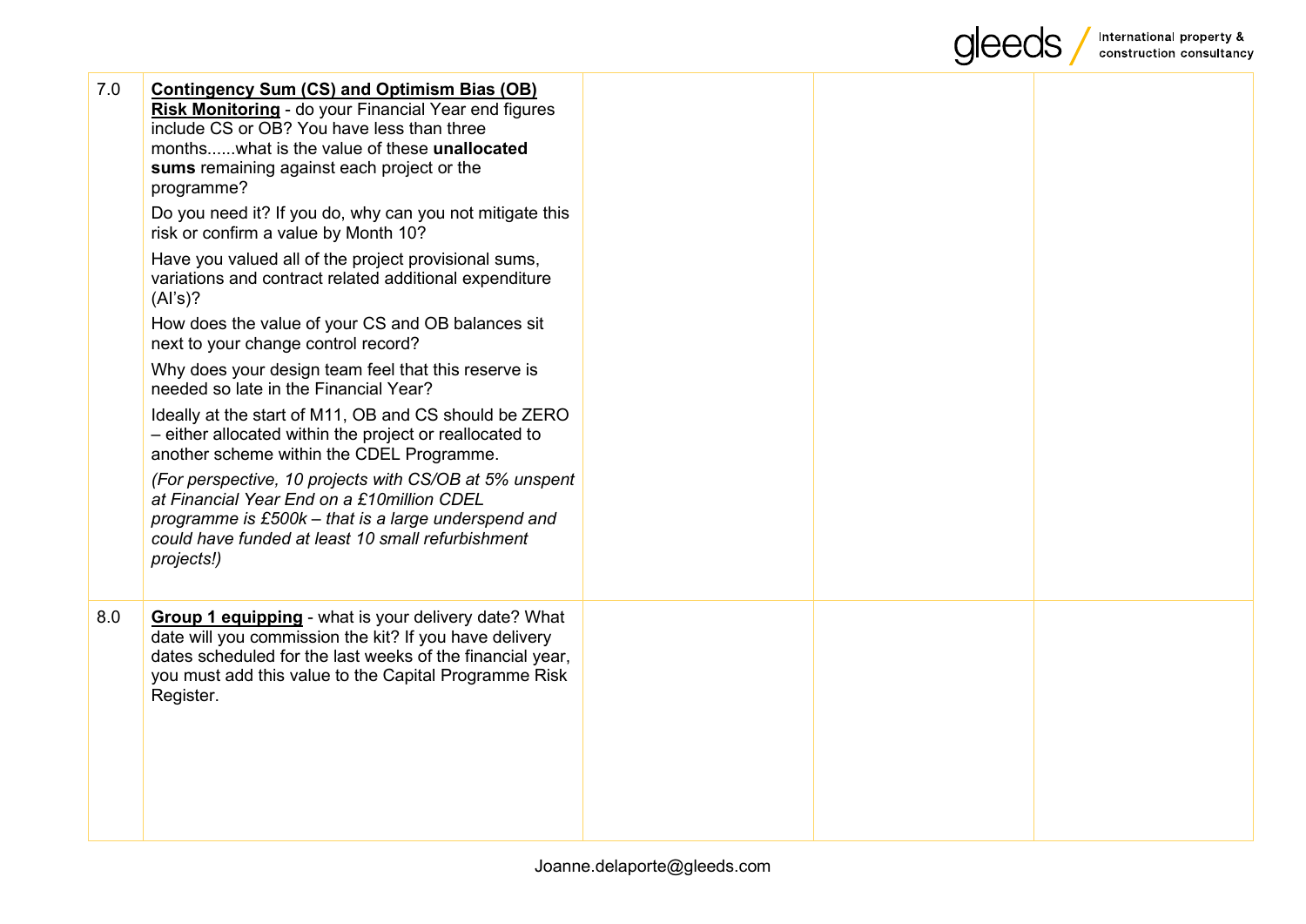| | | | | |
|---|---|---|---|---|
| 7.0 | **Contingency Sum (CS) and Optimism Bias (OB) Risk Monitoring** - do your Financial Year end figures include CS or OB? You have less than three months......what is the value of these **unallocated sums** remaining against each project or the programme?<br><br>Do you need it? If you do, why can you not mitigate this risk or confirm a value by Month 10?<br><br>Have you valued all of the project provisional sums, variations and contract related additional expenditure (AI's)?<br><br>How does the value of your CS and OB balances sit next to your change control record?<br><br>Why does your design team feel that this reserve is needed so late in the Financial Year?<br><br>Ideally at the start of M11, OB and CS should be ZERO – either allocated within the project or reallocated to another scheme within the CDEL Programme.<br><br>*(For perspective, 10 projects with CS/OB at 5% unspent at Financial Year End on a £10million CDEL programme is £500k – that is a large underspend and could have funded at least 10 small refurbishment projects!)* | | | |
| 8.0 | **Group 1 equipping** - what is your delivery date? What date will you commission the kit? If you have delivery dates scheduled for the last weeks of the financial year, you must add this value to the Capital Programme Risk Register. | | | |

Joanne.delaporte@gleeds.com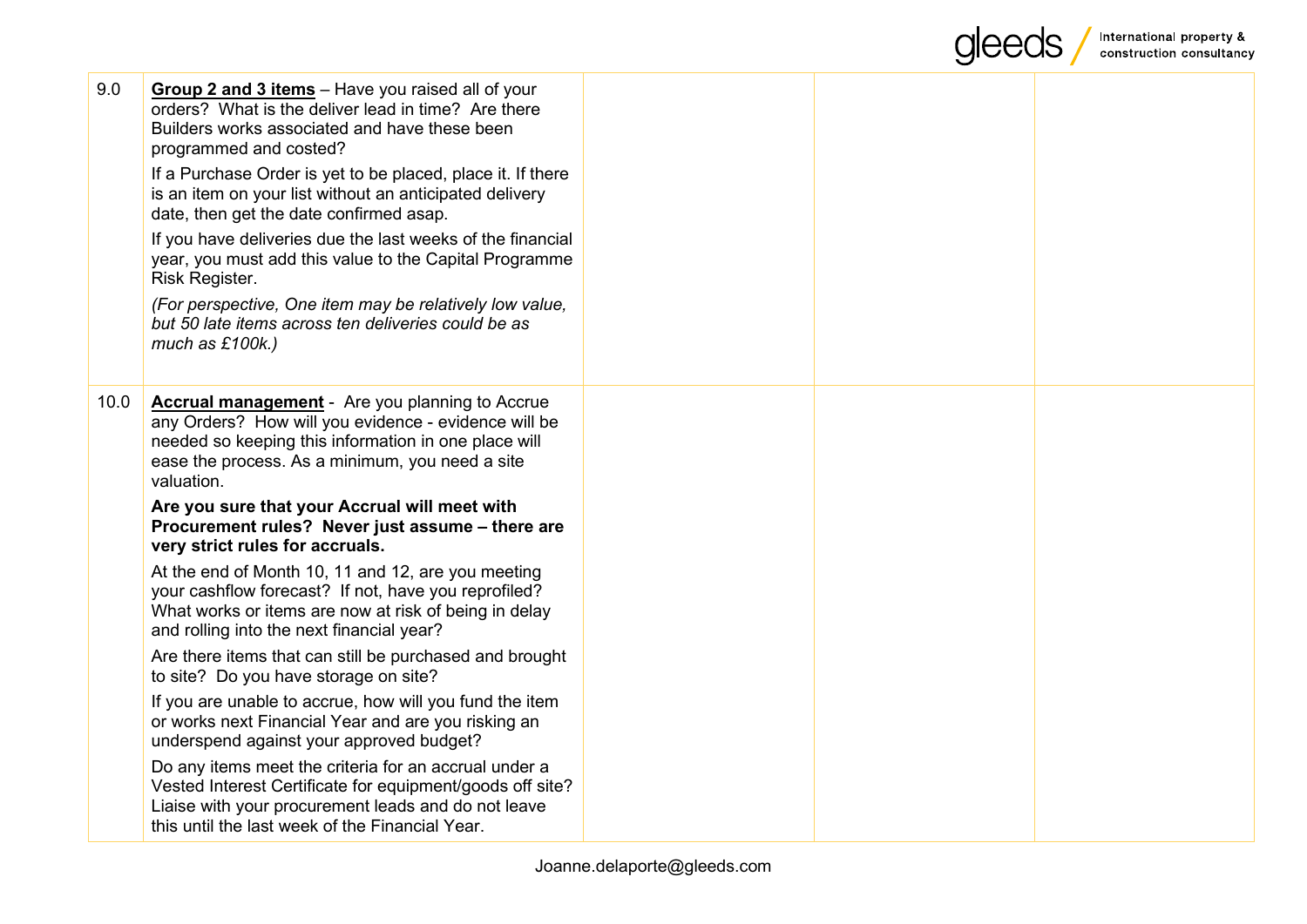| | | | | |
|---|---|---|---|---|
| 9.0 | **Group 2 and 3 items** – Have you raised all of your orders? What is the deliver lead in time? Are there Builders works associated and have these been programmed and costed?<br><br>If a Purchase Order is yet to be placed, place it. If there is an item on your list without an anticipated delivery date, then get the date confirmed asap.<br><br>If you have deliveries due the last weeks of the financial year, you must add this value to the Capital Programme Risk Register.<br><br>*(For perspective, One item may be relatively low value, but 50 late items across ten deliveries could be as much as £100k.)* | | | |
| 10.0 | **Accrual management** - Are you planning to Accrue any Orders? How will you evidence - evidence will be needed so keeping this information in one place will ease the process. As a minimum, you need a site valuation.<br><br>**Are you sure that your Accrual will meet with Procurement rules? Never just assume – there are very strict rules for accruals.**<br><br>At the end of Month 10, 11 and 12, are you meeting your cashflow forecast? If not, have you reprofiled? What works or items are now at risk of being in delay and rolling into the next financial year?<br><br>Are there items that can still be purchased and brought to site? Do you have storage on site?<br><br>If you are unable to accrue, how will you fund the item or works next Financial Year and are you risking an underspend against your approved budget?<br><br>Do any items meet the criteria for an accrual under a Vested Interest Certificate for equipment/goods off site? Liaise with your procurement leads and do not leave this until the last week of the Financial Year. | | | |

Joanne.delaporte@gleeds.com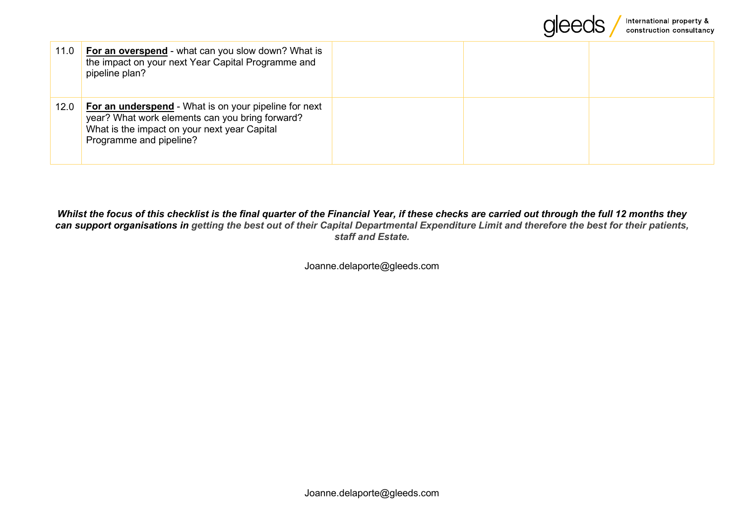| | | | | |
|---|---|---|---|---|
| 11.0 | **For an overspend** - what can you slow down? What is the impact on your next Year Capital Programme and pipeline plan? | | | |
| 12.0 | **For an underspend** - What is on your pipeline for next year? What work elements can you bring forward? What is the impact on your next year Capital Programme and pipeline? | | | |

***Whilst the focus of this checklist is the final quarter of the Financial Year, if these checks are carried out through the full 12 months they can support organisations in getting the best out of their Capital Departmental Expenditure Limit and therefore the best for their patients, staff and Estate.***

Joanne.delaporte@gleeds.com